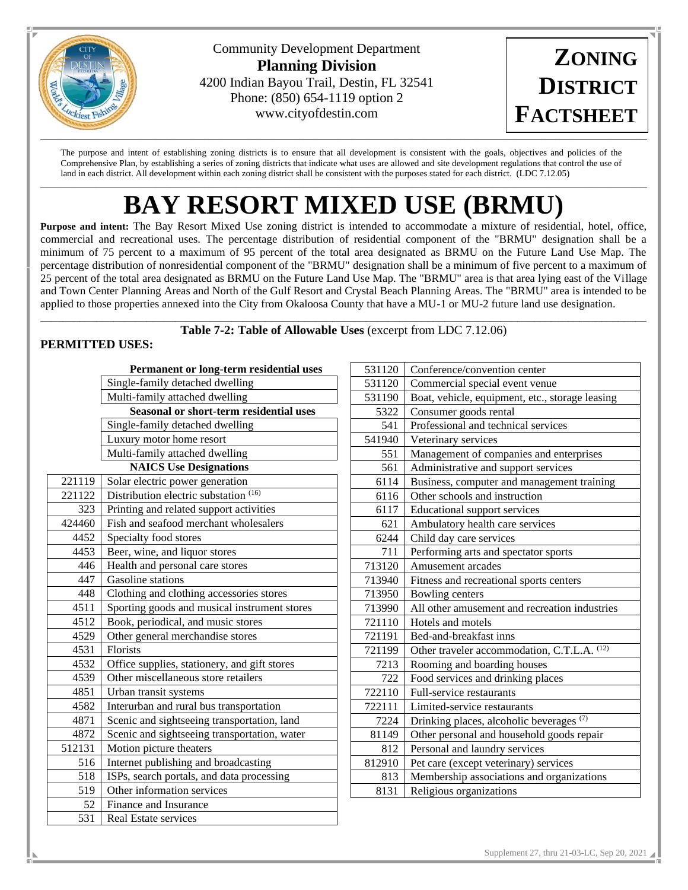Community Development Department
**Planning Division**
4200 Indian Bayou Trail, Destin, FL 32541
Phone: (850) 654-1119 option 2
www.cityofdestin.com

**ZONING DISTRICT FACTSHEET**

The purpose and intent of establishing zoning districts is to ensure that all development is consistent with the goals, objectives and policies of the Comprehensive Plan, by establishing a series of zoning districts that indicate what uses are allowed and site development regulations that control the use of land in each district. All development within each zoning district shall be consistent with the purposes stated for each district. (LDC 7.12.05)

# BAY RESORT MIXED USE (BRMU)

**Purpose and intent:** The Bay Resort Mixed Use zoning district is intended to accommodate a mixture of residential, hotel, office, commercial and recreational uses. The percentage distribution of residential component of the "BRMU" designation shall be a minimum of 75 percent to a maximum of 95 percent of the total area designated as BRMU on the Future Land Use Map. The percentage distribution of nonresidential component of the "BRMU" designation shall be a minimum of five percent to a maximum of 25 percent of the total area designated as BRMU on the Future Land Use Map. The "BRMU" area is that area lying east of the Village and Town Center Planning Areas and North of the Gulf Resort and Crystal Beach Planning Areas. The "BRMU" area is intended to be applied to those properties annexed into the City from Okaloosa County that have a MU-1 or MU-2 future land use designation.

**Table 7-2: Table of Allowable Uses** (excerpt from LDC 7.12.06)

**PERMITTED USES:**

| | **Permanent or long-term residential uses** |
|---|---|
| | Single-family detached dwelling |
| | Multi-family attached dwelling |
| | **Seasonal or short-term residential uses** |
| | Single-family detached dwelling |
| | Luxury motor home resort |
| | Multi-family attached dwelling |
| | **NAICS Use Designations** |
| 221119 | Solar electric power generation |
| 221122 | Distribution electric substation [16] |
| 323 | Printing and related support activities |
| 424460 | Fish and seafood merchant wholesalers |
| 4452 | Specialty food stores |
| 4453 | Beer, wine, and liquor stores |
| 446 | Health and personal care stores |
| 447 | Gasoline stations |
| 448 | Clothing and clothing accessories stores |
| 4511 | Sporting goods and musical instrument stores |
| 4512 | Book, periodical, and music stores |
| 4529 | Other general merchandise stores |
| 4531 | Florists |
| 4532 | Office supplies, stationery, and gift stores |
| 4539 | Other miscellaneous store retailers |
| 4851 | Urban transit systems |
| 4582 | Interurban and rural bus transportation |
| 4871 | Scenic and sightseeing transportation, land |
| 4872 | Scenic and sightseeing transportation, water |
| 512131 | Motion picture theaters |
| 516 | Internet publishing and broadcasting |
| 518 | ISPs, search portals, and data processing |
| 519 | Other information services |
| 52 | Finance and Insurance |
| 531 | Real Estate services |
| 531120 | Conference/convention center |
| 531120 | Commercial special event venue |
| 531190 | Boat, vehicle, equipment, etc., storage leasing |
| 5322 | Consumer goods rental |
| 541 | Professional and technical services |
| 541940 | Veterinary services |
| 551 | Management of companies and enterprises |
| 561 | Administrative and support services |
| 6114 | Business, computer and management training |
| 6116 | Other schools and instruction |
| 6117 | Educational support services |
| 621 | Ambulatory health care services |
| 6244 | Child day care services |
| 711 | Performing arts and spectator sports |
| 713120 | Amusement arcades |
| 713940 | Fitness and recreational sports centers |
| 713950 | Bowling centers |
| 713990 | All other amusement and recreation industries |
| 721110 | Hotels and motels |
| 721191 | Bed-and-breakfast inns |
| 721199 | Other traveler accommodation, C.T.L.A. [12] |
| 7213 | Rooming and boarding houses |
| 722 | Food services and drinking places |
| 722110 | Full-service restaurants |
| 722111 | Limited-service restaurants |
| 7224 | Drinking places, alcoholic beverages [7] |
| 81149 | Other personal and household goods repair |
| 812 | Personal and laundry services |
| 812910 | Pet care (except veterinary) services |
| 813 | Membership associations and organizations |
| 8131 | Religious organizations |

Supplement 27, thru 21-03-LC, Sep 20, 2021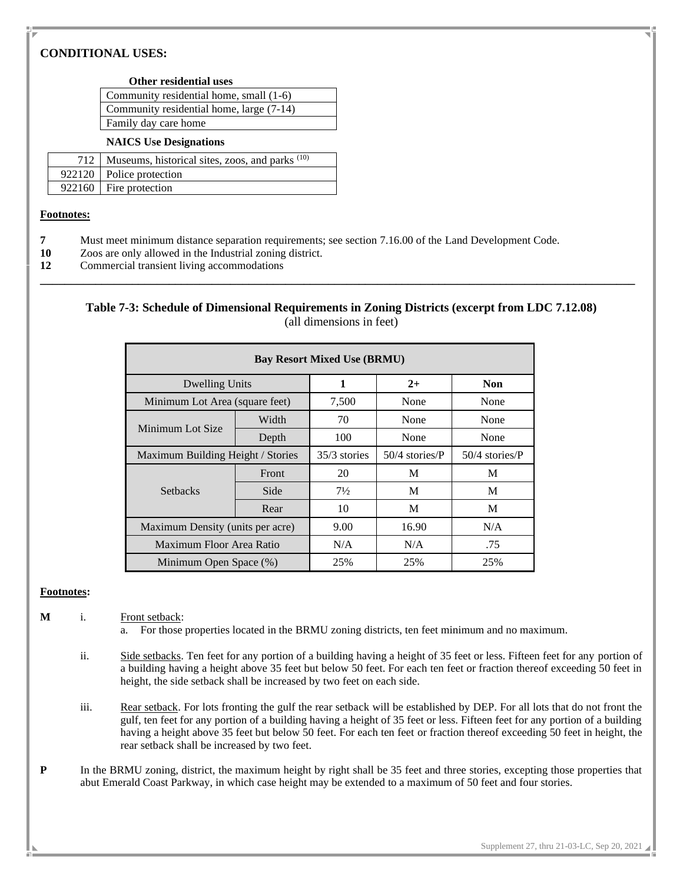**CONDITIONAL USES:**

**Other residential uses**

| |
|---|
| Community residential home, small (1-6) |
| Community residential home, large (7-14) |
| Family day care home |

**NAICS Use Designations**

| | |
|---|---|
| 712 | Museums, historical sites, zoos, and parks [10] |
| 922120 | Police protection |
| 922160 | Fire protection |

**Footnotes:**

**7** Must meet minimum distance separation requirements; see section 7.16.00 of the Land Development Code.
**10** Zoos are only allowed in the Industrial zoning district.
**12** Commercial transient living accommodations

---

### Table 7-3: Schedule of Dimensional Requirements in Zoning Districts (excerpt from LDC 7.12.08)

(all dimensions in feet)

| Bay Resort Mixed Use (BRMU) | | | | |
|---|---|---|---|---|
| Dwelling Units | | **1** | **2+** | **Non** |
| Minimum Lot Area (square feet) | | 7,500 | None | None |
| Minimum Lot Size | Width | 70 | None | None |
| | Depth | 100 | None | None |
| Maximum Building Height / Stories | | 35/3 stories | 50/4 stories/P | 50/4 stories/P |
| Setbacks | Front | 20 | M | M |
| | Side | 7½ | M | M |
| | Rear | 10 | M | M |
| Maximum Density (units per acre) | | 9.00 | 16.90 | N/A |
| Maximum Floor Area Ratio | | N/A | N/A | .75 |
| Minimum Open Space (%) | | 25% | 25% | 25% |

**Footnotes:**

**M** i. Front setback:
a. For those properties located in the BRMU zoning districts, ten feet minimum and no maximum.

ii. Side setbacks. Ten feet for any portion of a building having a height of 35 feet or less. Fifteen feet for any portion of a building having a height above 35 feet but below 50 feet. For each ten feet or fraction thereof exceeding 50 feet in height, the side setback shall be increased by two feet on each side.

iii. Rear setback. For lots fronting the gulf the rear setback will be established by DEP. For all lots that do not front the gulf, ten feet for any portion of a building having a height of 35 feet or less. Fifteen feet for any portion of a building having a height above 35 feet but below 50 feet. For each ten feet or fraction thereof exceeding 50 feet in height, the rear setback shall be increased by two feet.

**P** In the BRMU zoning, district, the maximum height by right shall be 35 feet and three stories, excepting those properties that abut Emerald Coast Parkway, in which case height may be extended to a maximum of 50 feet and four stories.